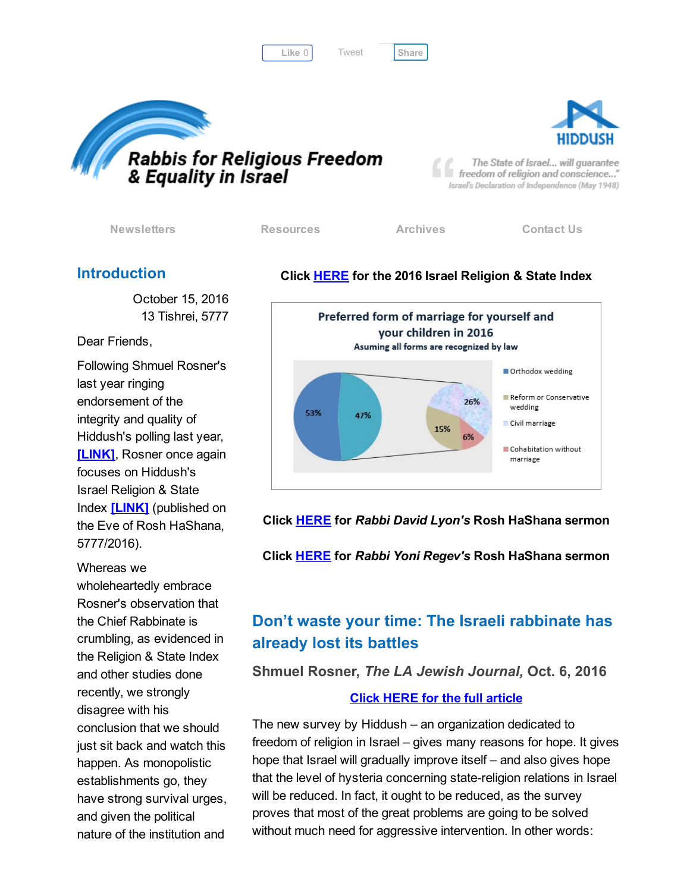Like 0 Tweet Share

# Rabbis for Religious Freedom & Equality in Israel

HIDDUSH

"The State of Israel... will guarantee freedom of religion and conscience..."
Israel's Declaration of Independence (May 1948)

Newsletters | Resources | Archives | Contact Us

## Introduction

October 15, 2016
13 Tishrei, 5777

Dear Friends,

Following Shmuel Rosner's last year ringing endorsement of the integrity and quality of Hiddush's polling last year, [LINK], Rosner once again focuses on Hiddush's Israel Religion & State Index [LINK] (published on the Eve of Rosh HaShana, 5777/2016).

Whereas we wholeheartedly embrace Rosner's observation that the Chief Rabbinate is crumbling, as evidenced in the Religion & State Index and other studies done recently, we strongly disagree with his conclusion that we should just sit back and watch this happen. As monopolistic establishments go, they have strong survival urges, and given the political nature of the institution and

**Click HERE for the 2016 Israel Religion & State Index**

Preferred form of marriage for yourself and your children in 2016
Asuming all forms are recognized by law

- Orthodox wedding: 53%
- Other: 47%
  - Reform or Conservative wedding: 15%
  - Civil marriage: 26%
  - Cohabitation without marriage: 6%

**Click HERE for *Rabbi David Lyon's* Rosh HaShana sermon**

**Click HERE for *Rabbi Yoni Regev's* Rosh HaShana sermon**

## Don't waste your time: The Israeli rabbinate has already lost its battles

**Shmuel Rosner, *The LA Jewish Journal,* Oct. 6, 2016**

**Click HERE for the full article**

The new survey by Hiddush – an organization dedicated to freedom of religion in Israel – gives many reasons for hope. It gives hope that Israel will gradually improve itself – and also gives hope that the level of hysteria concerning state-religion relations in Israel will be reduced. In fact, it ought to be reduced, as the survey proves that most of the great problems are going to be solved without much need for aggressive intervention. In other words: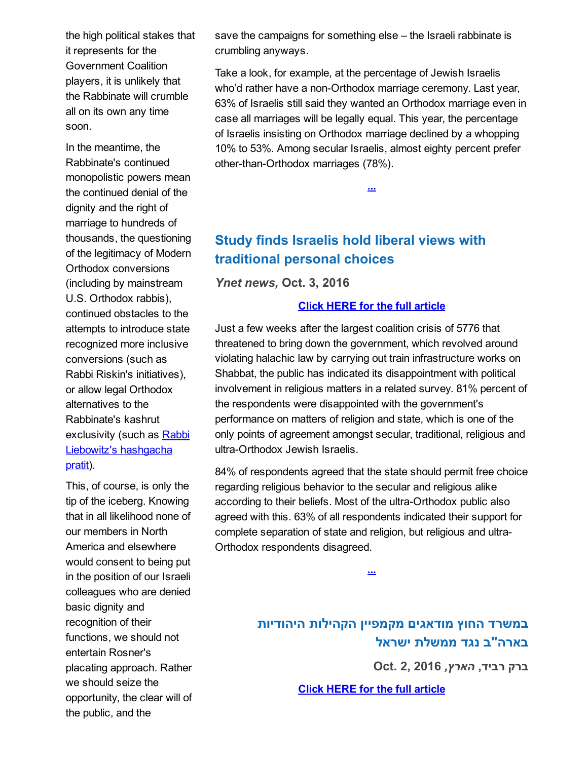the high political stakes that it represents for the Government Coalition players, it is unlikely that the Rabbinate will crumble all on its own any time soon.

In the meantime, the Rabbinate's continued monopolistic powers mean the continued denial of the dignity and the right of marriage to hundreds of thousands, the questioning of the legitimacy of Modern Orthodox conversions (including by mainstream U.S. Orthodox rabbis), continued obstacles to the attempts to introduce state recognized more inclusive conversions (such as Rabbi Riskin's initiatives), or allow legal Orthodox alternatives to the Rabbinate's kashrut exclusivity (such as [Rabbi Liebowitz's hashgacha pratit](#)).

This, of course, is only the tip of the iceberg. Knowing that in all likelihood none of our members in North America and elsewhere would consent to being put in the position of our Israeli colleagues who are denied basic dignity and recognition of their functions, we should not entertain Rosner's placating approach. Rather we should seize the opportunity, the clear will of the public, and the save the campaigns for something else – the Israeli rabbinate is crumbling anyways.

Take a look, for example, at the percentage of Jewish Israelis who'd rather have a non-Orthodox marriage ceremony. Last year, 63% of Israelis still said they wanted an Orthodox marriage even in case all marriages will be legally equal. This year, the percentage of Israelis insisting on Orthodox marriage declined by a whopping 10% to 53%. Among secular Israelis, almost eighty percent prefer other-than-Orthodox marriages (78%).

[...](#)

## Study finds Israelis hold liberal views with traditional personal choices

***Ynet news,* Oct. 3, 2016**

[**Click HERE for the full article**](#)

Just a few weeks after the largest coalition crisis of 5776 that threatened to bring down the government, which revolved around violating halachic law by carrying out train infrastructure works on Shabbat, the public has indicated its disappointment with political involvement in religious matters in a related survey. 81% percent of the respondents were disappointed with the government's performance on matters of religion and state, which is one of the only points of agreement amongst secular, traditional, religious and ultra-Orthodox Jewish Israelis.

84% of respondents agreed that the state should permit free choice regarding religious behavior to the secular and religious alike according to their beliefs. Most of the ultra-Orthodox public also agreed with this. 63% of all respondents indicated their support for complete separation of state and religion, but religious and ultra-Orthodox respondents disagreed.

[...](#)

## במשרד החוץ מודאגים מקמפיין הקהילות היהודיות בארה"ב נגד ממשלת ישראל

**ברק רביד, *הארץ*, Oct. 2, 2016**

[**Click HERE for the full article**](#)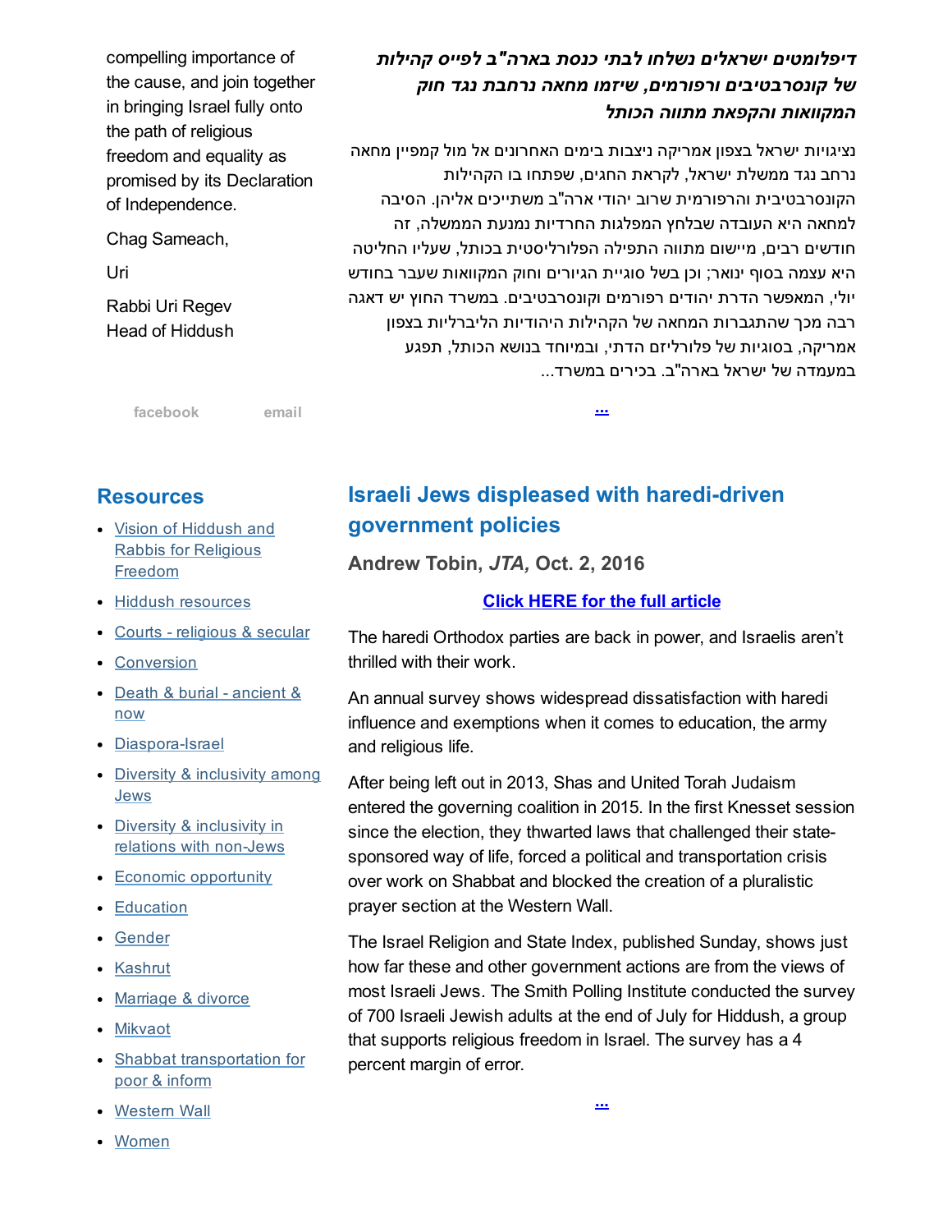compelling importance of the cause, and join together in bringing Israel fully onto the path of religious freedom and equality as promised by its Declaration of Independence.

Chag Sameach,

Uri

Rabbi Uri Regev
Head of Hiddush

facebook email

***דיפלומטים ישראלים נשלחו לבתי כנסת בארה"ב לפייס קהילות של קונסרבטיבים ורפורמים, שיזמו מחאה נרחבת נגד חוק המקוואות והקפאת מתווה הכותל***

נציגויות ישראל בצפון אמריקה ניצבות בימים האחרונים אל מול קמפיין מחאה נרחב נגד ממשלת ישראל, לקראת החגים, שפתחו בו הקהילות הקונסרבטיבית והרפורמית שרוב יהודי ארה"ב משתייכים אליהן. הסיבה למחאה היא העובדה שבלחץ המפלגות החרדיות נמנעת הממשלה, זה חודשים רבים, מיישום מתווה התפילה הפלורליסטית בכותל, שעליו החליטה היא עצמה בסוף ינואר; וכן בשל סוגיית הגיורים וחוק המקוואות שעבר בחודש יולי, המאפשר הדרת יהודים רפורמים וקונסרבטיבים. במשרד החוץ יש דאגה רבה מכך שהתגברות המחאה של הקהילות היהודיות הליברליות בצפון אמריקה, בסוגיות של פלורליזם הדתי, ובמיוחד בנושא הכותל, תפגע במעמדה של ישראל בארה"ב. בכירים במשרד...

...

## Resources

- Vision of Hiddush and Rabbis for Religious Freedom
- Hiddush resources
- Courts - religious & secular
- Conversion
- Death & burial - ancient & now
- Diaspora-Israel
- Diversity & inclusivity among Jews
- Diversity & inclusivity in relations with non-Jews
- Economic opportunity
- Education
- Gender
- Kashrut
- Marriage & divorce
- Mikvaot
- Shabbat transportation for poor & inform
- Western Wall
- Women

## Israeli Jews displeased with haredi-driven government policies

**Andrew Tobin, *JTA,* Oct. 2, 2016**

**Click HERE for the full article**

The haredi Orthodox parties are back in power, and Israelis aren't thrilled with their work.

An annual survey shows widespread dissatisfaction with haredi influence and exemptions when it comes to education, the army and religious life.

After being left out in 2013, Shas and United Torah Judaism entered the governing coalition in 2015. In the first Knesset session since the election, they thwarted laws that challenged their state-sponsored way of life, forced a political and transportation crisis over work on Shabbat and blocked the creation of a pluralistic prayer section at the Western Wall.

The Israel Religion and State Index, published Sunday, shows just how far these and other government actions are from the views of most Israeli Jews. The Smith Polling Institute conducted the survey of 700 Israeli Jewish adults at the end of July for Hiddush, a group that supports religious freedom in Israel. The survey has a 4 percent margin of error.

...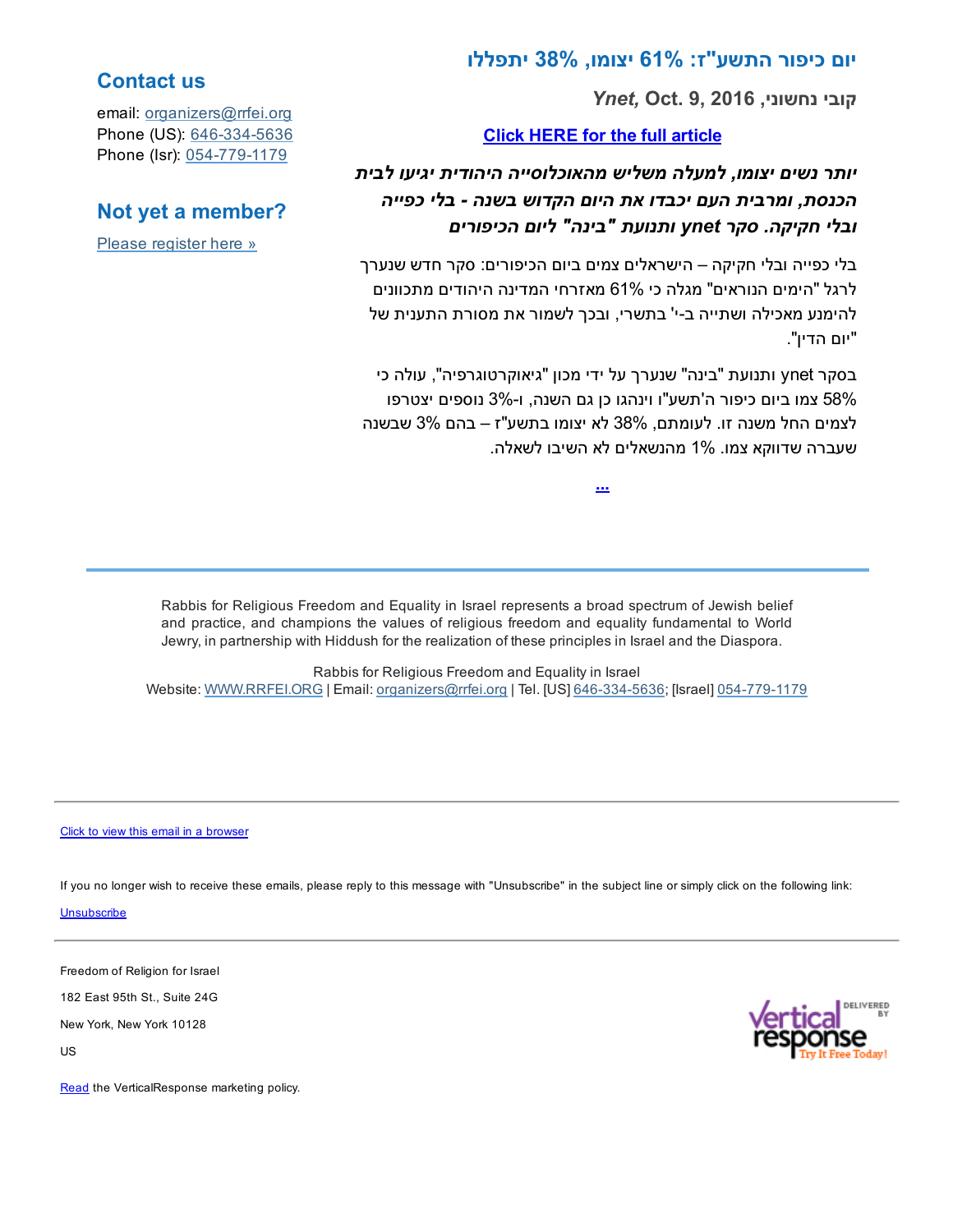## יום כיפור התשע"ז: 61% יצומו, 38% יתפללו

**קובי נחשוני, *Ynet,* Oct. 9, 2016**

**Click HERE for the full article**

***יותר נשים יצומו, למעלה משליש מהאוכלוסייה היהודית יגיעו לבית הכנסת, ומרבית העם יכבדו את היום הקדוש בשנה - בלי כפייה ובלי חקיקה. סקר ynet ותנועת "בינה" ליום הכיפורים***

בלי כפייה ובלי חקיקה – הישראלים צמים ביום הכיפורים: סקר חדש שנערך לרגל "הימים הנוראים" מגלה כי 61% מאזרחי המדינה היהודים מתכוונים להימנע מאכילה ושתייה ב-י' בתשרי, ובכך לשמור את מסורת התענית של "יום הדין".

בסקר ynet ותנועת "בינה" שנערך על ידי מכון "גיאוקרטוגרפיה", עולה כי 58% צמו ביום כיפור ה'תשע"ו וינהגו כן גם השנה, ו-3% נוספים יצטרפו לצמים החל משנה זו. לעומתם, 38% לא יצומו בתשע"ז – בהם 3% שבשנה שעברה שדווקא צמו. 1% מהנשאלים לא השיבו לשאלה.

...

## Contact us

email: organizers@rrfei.org
Phone (US): 646-334-5636
Phone (Isr): 054-779-1179

## Not yet a member?

Please register here »

---

Rabbis for Religious Freedom and Equality in Israel represents a broad spectrum of Jewish belief and practice, and champions the values of religious freedom and equality fundamental to World Jewry, in partnership with Hiddush for the realization of these principles in Israel and the Diaspora.

Rabbis for Religious Freedom and Equality in Israel
Website: WWW.RRFEI.ORG | Email: organizers@rrfei.org | Tel. [US] 646-334-5636; [Israel] 054-779-1179

---

Click to view this email in a browser

If you no longer wish to receive these emails, please reply to this message with "Unsubscribe" in the subject line or simply click on the following link: Unsubscribe

---

Freedom of Religion for Israel
182 East 95th St., Suite 24G
New York, New York 10128
US

Read the VerticalResponse marketing policy.